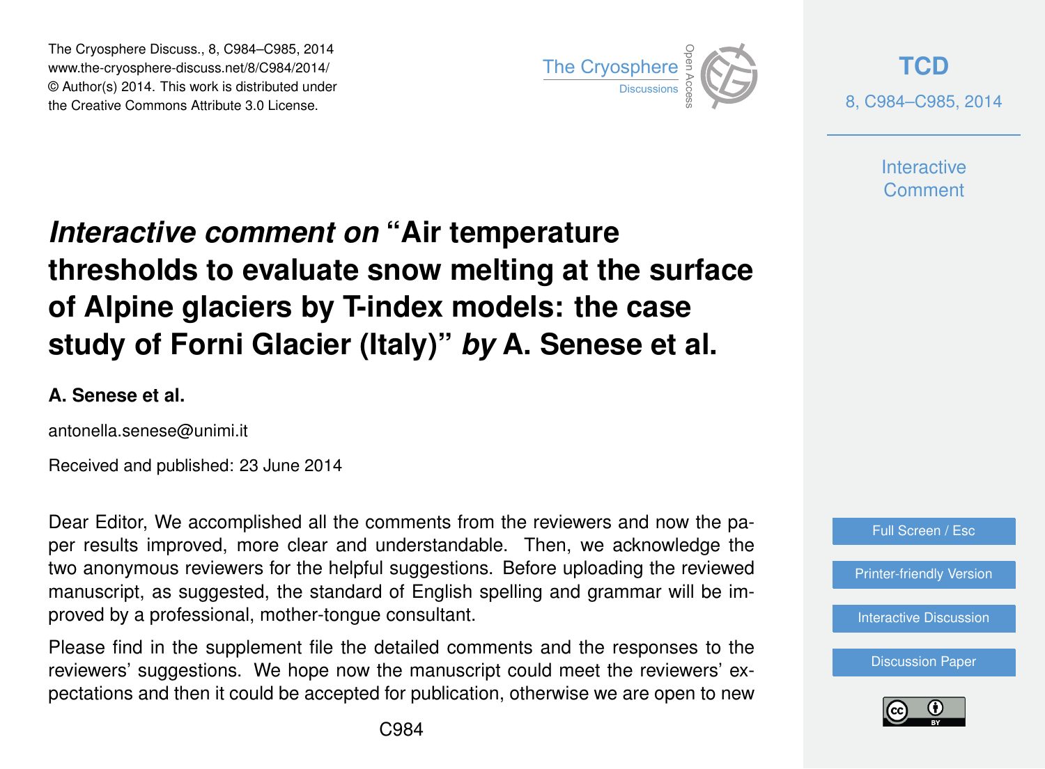# *Interactive comment on* "Air temperature thresholds to evaluate snow melting at the surface of Alpine glaciers by T-index models: the case study of Forni Glacier (Italy)" *by* A. Senese et al.

**A. Senese et al.**

antonella.senese@unimi.it

Received and published: 23 June 2014

Dear Editor, We accomplished all the comments from the reviewers and now the paper results improved, more clear and understandable. Then, we acknowledge the two anonymous reviewers for the helpful suggestions. Before uploading the reviewed manuscript, as suggested, the standard of English spelling and grammar will be improved by a professional, mother-tongue consultant.

Please find in the supplement file the detailed comments and the responses to the reviewers' suggestions. We hope now the manuscript could meet the reviewers' expectations and then it could be accepted for publication, otherwise we are open to new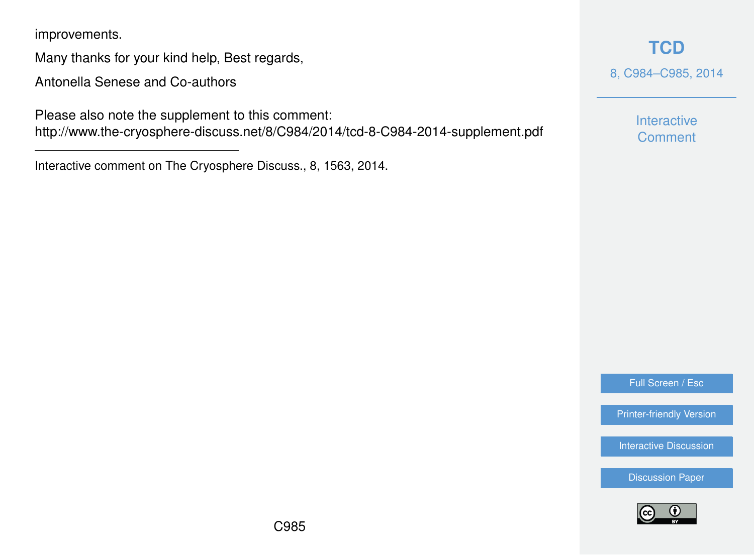improvements.

Many thanks for your kind help, Best regards,

Antonella Senese and Co-authors

Please also note the supplement to this comment:
http://www.the-cryosphere-discuss.net/8/C984/2014/tcd-8-C984-2014-supplement.pdf

---

Interactive comment on The Cryosphere Discuss., 8, 1563, 2014.